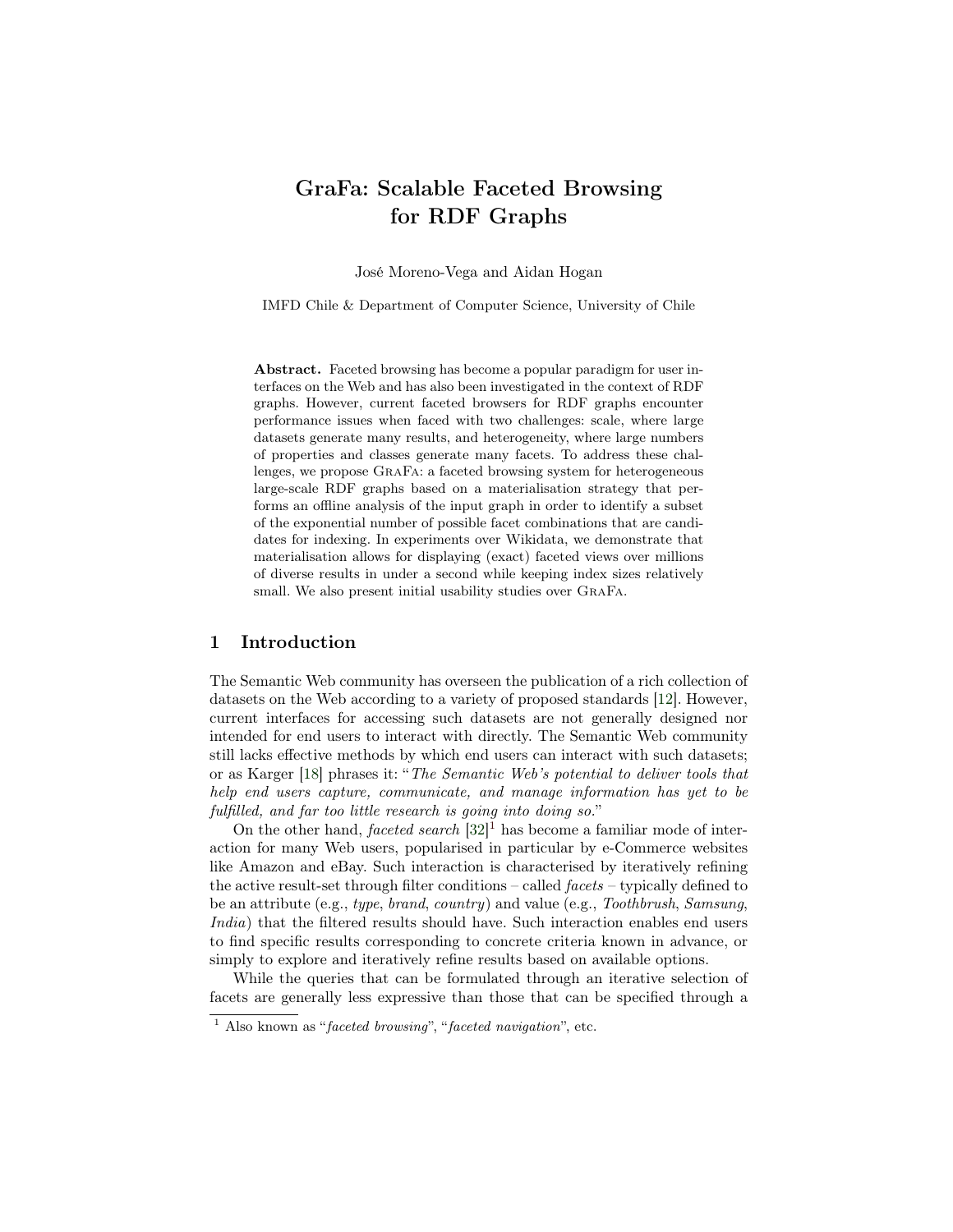# GraFa: Scalable Faceted Browsing for RDF Graphs

José Moreno-Vega and Aidan Hogan

IMFD Chile & Department of Computer Science, University of Chile

**Abstract.** Faceted browsing has become a popular paradigm for user interfaces on the Web and has also been investigated in the context of RDF graphs. However, current faceted browsers for RDF graphs encounter performance issues when faced with two challenges: scale, where large datasets generate many results, and heterogeneity, where large numbers of properties and classes generate many facets. To address these challenges, we propose GraFa: a faceted browsing system for heterogeneous large-scale RDF graphs based on a materialisation strategy that performs an offline analysis of the input graph in order to identify a subset of the exponential number of possible facet combinations that are candidates for indexing. In experiments over Wikidata, we demonstrate that materialisation allows for displaying (exact) faceted views over millions of diverse results in under a second while keeping index sizes relatively small. We also present initial usability studies over GraFa.

## 1 Introduction

The Semantic Web community has overseen the publication of a rich collection of datasets on the Web according to a variety of proposed standards [12]. However, current interfaces for accessing such datasets are not generally designed nor intended for end users to interact with directly. The Semantic Web community still lacks effective methods by which end users can interact with such datasets; or as Karger [18] phrases it: "*The Semantic Web's potential to deliver tools that help end users capture, communicate, and manage information has yet to be fulfilled, and far too little research is going into doing so.*"

On the other hand, *faceted search* [32][1] has become a familiar mode of interaction for many Web users, popularised in particular by e-Commerce websites like Amazon and eBay. Such interaction is characterised by iteratively refining the active result-set through filter conditions – called *facets* – typically defined to be an attribute (e.g., *type*, *brand*, *country*) and value (e.g., *Toothbrush*, *Samsung*, *India*) that the filtered results should have. Such interaction enables end users to find specific results corresponding to concrete criteria known in advance, or simply to explore and iteratively refine results based on available options.

While the queries that can be formulated through an iterative selection of facets are generally less expressive than those that can be specified through a

[1] Also known as "*faceted browsing*", "*faceted navigation*", etc.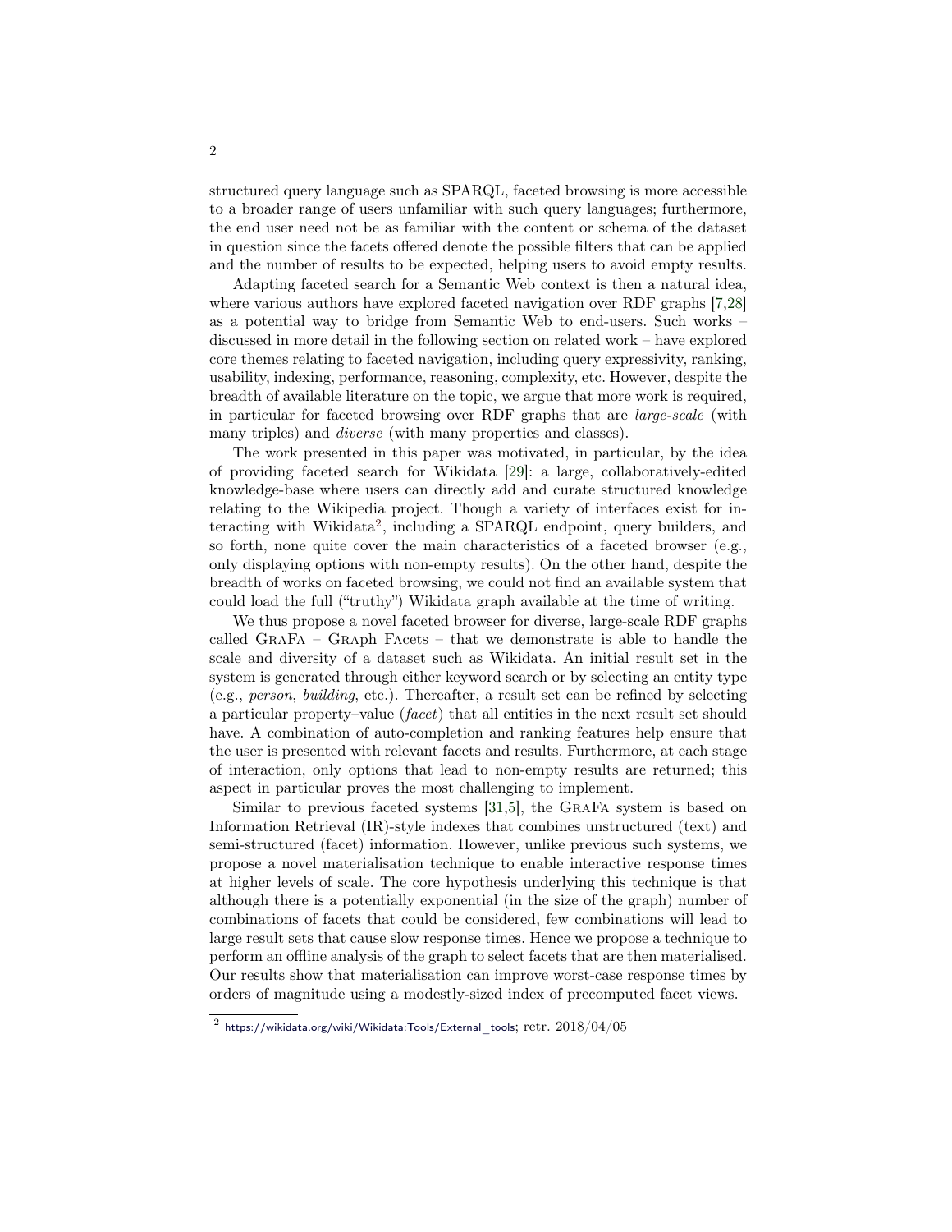structured query language such as SPARQL, faceted browsing is more accessible to a broader range of users unfamiliar with such query languages; furthermore, the end user need not be as familiar with the content or schema of the dataset in question since the facets offered denote the possible filters that can be applied and the number of results to be expected, helping users to avoid empty results.

Adapting faceted search for a Semantic Web context is then a natural idea, where various authors have explored faceted navigation over RDF graphs [7,28] as a potential way to bridge from Semantic Web to end-users. Such works – discussed in more detail in the following section on related work – have explored core themes relating to faceted navigation, including query expressivity, ranking, usability, indexing, performance, reasoning, complexity, etc. However, despite the breadth of available literature on the topic, we argue that more work is required, in particular for faceted browsing over RDF graphs that are *large-scale* (with many triples) and *diverse* (with many properties and classes).

The work presented in this paper was motivated, in particular, by the idea of providing faceted search for Wikidata [29]: a large, collaboratively-edited knowledge-base where users can directly add and curate structured knowledge relating to the Wikipedia project. Though a variety of interfaces exist for interacting with Wikidata[2], including a SPARQL endpoint, query builders, and so forth, none quite cover the main characteristics of a faceted browser (e.g., only displaying options with non-empty results). On the other hand, despite the breadth of works on faceted browsing, we could not find an available system that could load the full ("truthy") Wikidata graph available at the time of writing.

We thus propose a novel faceted browser for diverse, large-scale RDF graphs called GraFa – GRAph FAcets – that we demonstrate is able to handle the scale and diversity of a dataset such as Wikidata. An initial result set in the system is generated through either keyword search or by selecting an entity type (e.g., *person*, *building*, etc.). Thereafter, a result set can be refined by selecting a particular property–value (*facet*) that all entities in the next result set should have. A combination of auto-completion and ranking features help ensure that the user is presented with relevant facets and results. Furthermore, at each stage of interaction, only options that lead to non-empty results are returned; this aspect in particular proves the most challenging to implement.

Similar to previous faceted systems [31,5], the GraFa system is based on Information Retrieval (IR)-style indexes that combines unstructured (text) and semi-structured (facet) information. However, unlike previous such systems, we propose a novel materialisation technique to enable interactive response times at higher levels of scale. The core hypothesis underlying this technique is that although there is a potentially exponential (in the size of the graph) number of combinations of facets that could be considered, few combinations will lead to large result sets that cause slow response times. Hence we propose a technique to perform an offline analysis of the graph to select facets that are then materialised. Our results show that materialisation can improve worst-case response times by orders of magnitude using a modestly-sized index of precomputed facet views.

[2] https://wikidata.org/wiki/Wikidata:Tools/External_tools; retr. 2018/04/05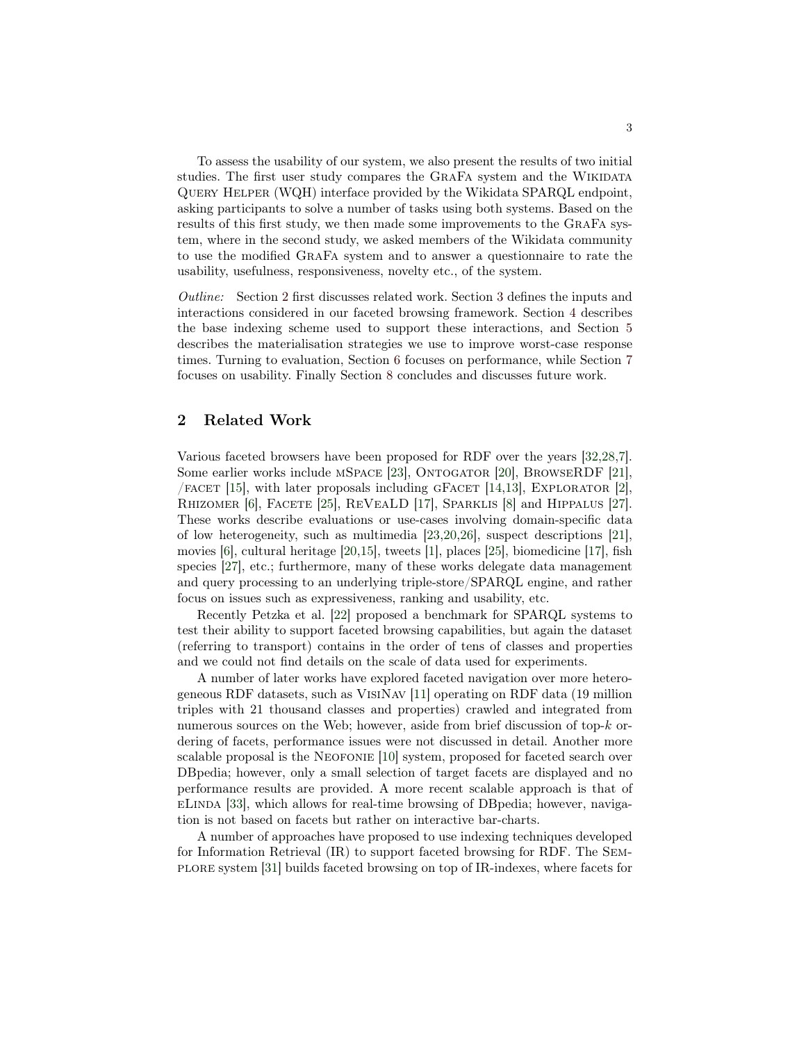To assess the usability of our system, we also present the results of two initial studies. The first user study compares the GraFa system and the Wikidata Query Helper (WQH) interface provided by the Wikidata SPARQL endpoint, asking participants to solve a number of tasks using both systems. Based on the results of this first study, we then made some improvements to the GraFa system, where in the second study, we asked members of the Wikidata community to use the modified GraFa system and to answer a questionnaire to rate the usability, usefulness, responsiveness, novelty etc., of the system.

*Outline:* Section 2 first discusses related work. Section 3 defines the inputs and interactions considered in our faceted browsing framework. Section 4 describes the base indexing scheme used to support these interactions, and Section 5 describes the materialisation strategies we use to improve worst-case response times. Turning to evaluation, Section 6 focuses on performance, while Section 7 focuses on usability. Finally Section 8 concludes and discusses future work.

## 2 Related Work

Various faceted browsers have been proposed for RDF over the years [32,28,7]. Some earlier works include mSpace [23], Ontogator [20], BrowseRDF [21], /facet [15], with later proposals including gFacet [14,13], Explorator [2], Rhizomer [6], Facete [25], ReVeaLD [17], Sparklis [8] and Hippalus [27]. These works describe evaluations or use-cases involving domain-specific data of low heterogeneity, such as multimedia [23,20,26], suspect descriptions [21], movies [6], cultural heritage [20,15], tweets [1], places [25], biomedicine [17], fish species [27], etc.; furthermore, many of these works delegate data management and query processing to an underlying triple-store/SPARQL engine, and rather focus on issues such as expressiveness, ranking and usability, etc.

Recently Petzka et al. [22] proposed a benchmark for SPARQL systems to test their ability to support faceted browsing capabilities, but again the dataset (referring to transport) contains in the order of tens of classes and properties and we could not find details on the scale of data used for experiments.

A number of later works have explored faceted navigation over more heterogeneous RDF datasets, such as VisiNav [11] operating on RDF data (19 million triples with 21 thousand classes and properties) crawled and integrated from numerous sources on the Web; however, aside from brief discussion of top-$k$ ordering of facets, performance issues were not discussed in detail. Another more scalable proposal is the Neofonie [10] system, proposed for faceted search over DBpedia; however, only a small selection of target facets are displayed and no performance results are provided. A more recent scalable approach is that of eLinda [33], which allows for real-time browsing of DBpedia; however, navigation is not based on facets but rather on interactive bar-charts.

A number of approaches have proposed to use indexing techniques developed for Information Retrieval (IR) to support faceted browsing for RDF. The Semplore system [31] builds faceted browsing on top of IR-indexes, where facets for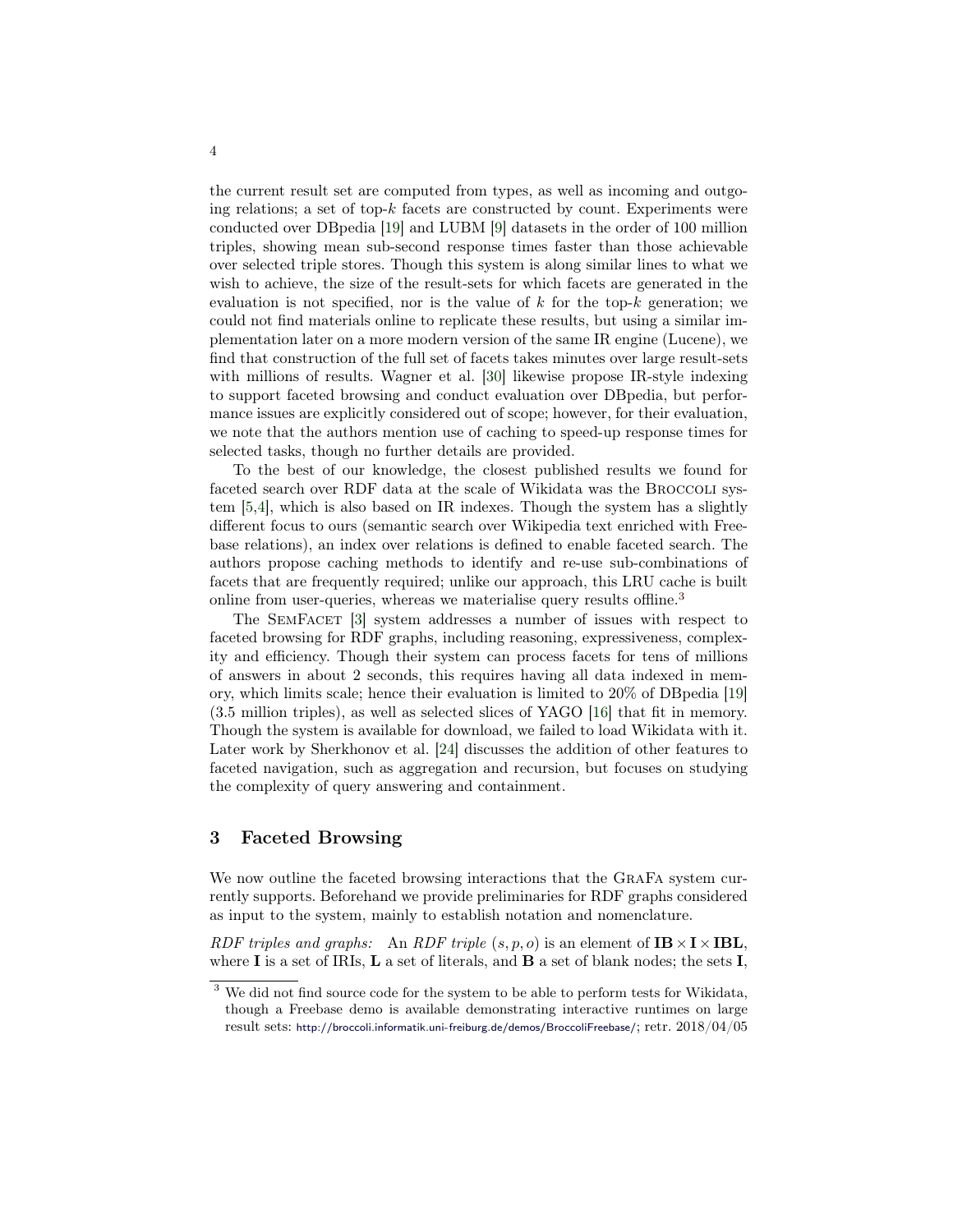the current result set are computed from types, as well as incoming and outgoing relations; a set of top-$k$ facets are constructed by count. Experiments were conducted over DBpedia [19] and LUBM [9] datasets in the order of 100 million triples, showing mean sub-second response times faster than those achievable over selected triple stores. Though this system is along similar lines to what we wish to achieve, the size of the result-sets for which facets are generated in the evaluation is not specified, nor is the value of $k$ for the top-$k$ generation; we could not find materials online to replicate these results, but using a similar implementation later on a more modern version of the same IR engine (Lucene), we find that construction of the full set of facets takes minutes over large result-sets with millions of results. Wagner et al. [30] likewise propose IR-style indexing to support faceted browsing and conduct evaluation over DBpedia, but performance issues are explicitly considered out of scope; however, for their evaluation, we note that the authors mention use of caching to speed-up response times for selected tasks, though no further details are provided.

To the best of our knowledge, the closest published results we found for faceted search over RDF data at the scale of Wikidata was the Broccoli system [5,4], which is also based on IR indexes. Though the system has a slightly different focus to ours (semantic search over Wikipedia text enriched with Freebase relations), an index over relations is defined to enable faceted search. The authors propose caching methods to identify and re-use sub-combinations of facets that are frequently required; unlike our approach, this LRU cache is built online from user-queries, whereas we materialise query results offline.[3]

The SemFacet [3] system addresses a number of issues with respect to faceted browsing for RDF graphs, including reasoning, expressiveness, complexity and efficiency. Though their system can process facets for tens of millions of answers in about 2 seconds, this requires having all data indexed in memory, which limits scale; hence their evaluation is limited to 20% of DBpedia [19] (3.5 million triples), as well as selected slices of YAGO [16] that fit in memory. Though the system is available for download, we failed to load Wikidata with it. Later work by Sherkhonov et al. [24] discusses the addition of other features to faceted navigation, such as aggregation and recursion, but focuses on studying the complexity of query answering and containment.

## 3 Faceted Browsing

We now outline the faceted browsing interactions that the GraFa system currently supports. Beforehand we provide preliminaries for RDF graphs considered as input to the system, mainly to establish notation and nomenclature.

*RDF triples and graphs:* An *RDF triple* $(s, p, o)$ is an element of $\mathbf{IB} \times \mathbf{I} \times \mathbf{IBL}$, where $\mathbf{I}$ is a set of IRIs, $\mathbf{L}$ a set of literals, and $\mathbf{B}$ a set of blank nodes; the sets $\mathbf{I}$,

[3] We did not find source code for the system to be able to perform tests for Wikidata, though a Freebase demo is available demonstrating interactive runtimes on large result sets: http://broccoli.informatik.uni-freiburg.de/demos/BroccoliFreebase/; retr. 2018/04/05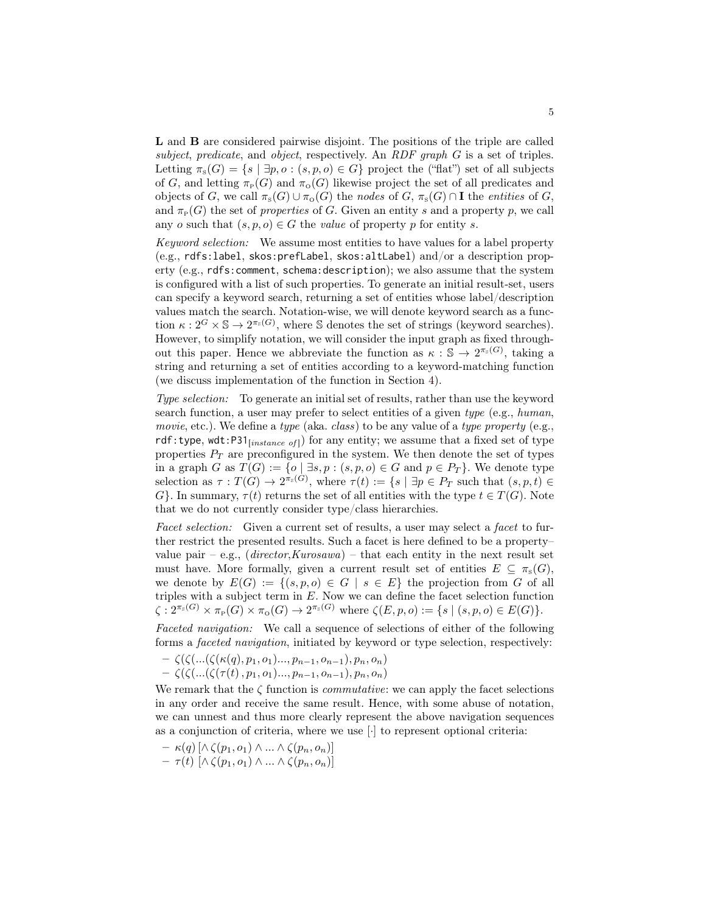**L** and **B** are considered pairwise disjoint. The positions of the triple are called *subject*, *predicate*, and *object*, respectively. An *RDF graph* $G$ is a set of triples. Letting $\pi_{\mathrm{S}}(G) = \{s \mid \exists p, o : (s, p, o) \in G\}$ project the ("flat") set of all subjects of $G$, and letting $\pi_{\mathrm{P}}(G)$ and $\pi_{\mathrm{O}}(G)$ likewise project the set of all predicates and objects of $G$, we call $\pi_{\mathrm{S}}(G) \cup \pi_{\mathrm{O}}(G)$ the *nodes* of $G$, $\pi_{\mathrm{S}}(G) \cap \mathbf{I}$ the *entities* of $G$, and $\pi_{\mathrm{P}}(G)$ the set of *properties* of $G$. Given an entity $s$ and a property $p$, we call any $o$ such that $(s, p, o) \in G$ the *value* of property $p$ for entity $s$.

*Keyword selection:* We assume most entities to have values for a label property (e.g., `rdfs:label`, `skos:prefLabel`, `skos:altLabel`) and/or a description property (e.g., `rdfs:comment`, `schema:description`); we also assume that the system is configured with a list of such properties. To generate an initial result-set, users can specify a keyword search, returning a set of entities whose label/description values match the search. Notation-wise, we will denote keyword search as a function $\kappa : 2^G \times \mathbb{S} \to 2^{\pi_{\mathrm{S}}(G)}$, where $\mathbb{S}$ denotes the set of strings (keyword searches). However, to simplify notation, we will consider the input graph as fixed throughout this paper. Hence we abbreviate the function as $\kappa : \mathbb{S} \to 2^{\pi_{\mathrm{S}}(G)}$, taking a string and returning a set of entities according to a keyword-matching function (we discuss implementation of the function in Section 4).

*Type selection:* To generate an initial set of results, rather than use the keyword search function, a user may prefer to select entities of a given *type* (e.g., *human*, *movie*, etc.). We define a *type* (aka. *class*) to be any value of a *type property* (e.g., `rdf:type`, `wdt:P31`$_{[instance\ of]}$) for any entity; we assume that a fixed set of type properties $P_T$ are preconfigured in the system. We then denote the set of types in a graph $G$ as $T(G) := \{o \mid \exists s, p : (s, p, o) \in G \text{ and } p \in P_T\}$. We denote type selection as $\tau : T(G) \to 2^{\pi_{\mathrm{S}}(G)}$, where $\tau(t) := \{s \mid \exists p \in P_T \text{ such that } (s, p, t) \in G\}$. In summary, $\tau(t)$ returns the set of all entities with the type $t \in T(G)$. Note that we do not currently consider type/class hierarchies.

*Facet selection:* Given a current set of results, a user may select a *facet* to further restrict the presented results. Such a facet is here defined to be a property–value pair – e.g., (*director*,*Kurosawa*) – that each entity in the next result set must have. More formally, given a current result set of entities $E \subseteq \pi_{\mathrm{S}}(G)$, we denote by $E(G) := \{(s, p, o) \in G \mid s \in E\}$ the projection from $G$ of all triples with a subject term in $E$. Now we can define the facet selection function $\zeta : 2^{\pi_{\mathrm{S}}(G)} \times \pi_{\mathrm{P}}(G) \times \pi_{\mathrm{O}}(G) \to 2^{\pi_{\mathrm{S}}(G)}$ where $\zeta(E, p, o) := \{s \mid (s, p, o) \in E(G)\}$.

*Faceted navigation:* We call a sequence of selections of either of the following forms a *faceted navigation*, initiated by keyword or type selection, respectively:

- $\zeta(\zeta(...(\zeta(\kappa(q), p_1, o_1)..., p_{n-1}, o_{n-1}), p_n, o_n)$
- $\zeta(\zeta(...(\zeta(\tau(t), p_1, o_1)..., p_{n-1}, o_{n-1}), p_n, o_n)$

We remark that the $\zeta$ function is *commutative*: we can apply the facet selections in any order and receive the same result. Hence, with some abuse of notation, we can unnest and thus more clearly represent the above navigation sequences as a conjunction of criteria, where we use $[\cdot]$ to represent optional criteria:

- $\kappa(q)\, [\wedge \zeta(p_1, o_1) \wedge ... \wedge \zeta(p_n, o_n)]$
- $\tau(t)\, [\wedge \zeta(p_1, o_1) \wedge ... \wedge \zeta(p_n, o_n)]$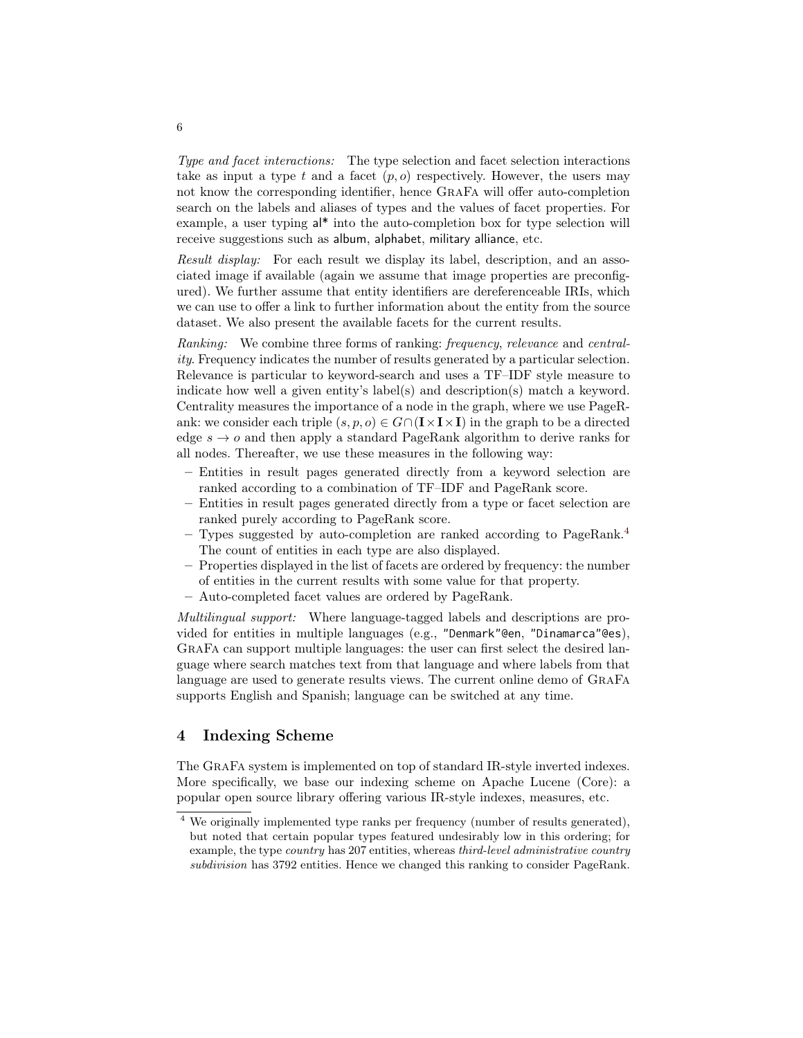*Type and facet interactions:* The type selection and facet selection interactions take as input a type $t$ and a facet $(p, o)$ respectively. However, the users may not know the corresponding identifier, hence GraFa will offer auto-completion search on the labels and aliases of types and the values of facet properties. For example, a user typing al* into the auto-completion box for type selection will receive suggestions such as album, alphabet, military alliance, etc.

*Result display:* For each result we display its label, description, and an associated image if available (again we assume that image properties are preconfigured). We further assume that entity identifiers are dereferenceable IRIs, which we can use to offer a link to further information about the entity from the source dataset. We also present the available facets for the current results.

*Ranking:* We combine three forms of ranking: *frequency*, *relevance* and *centrality*. Frequency indicates the number of results generated by a particular selection. Relevance is particular to keyword-search and uses a TF–IDF style measure to indicate how well a given entity's label(s) and description(s) match a keyword. Centrality measures the importance of a node in the graph, where we use PageRank: we consider each triple $(s, p, o) \in G \cap (\mathbf{I} \times \mathbf{I} \times \mathbf{I})$ in the graph to be a directed edge $s \rightarrow o$ and then apply a standard PageRank algorithm to derive ranks for all nodes. Thereafter, we use these measures in the following way:

- Entities in result pages generated directly from a keyword selection are ranked according to a combination of TF–IDF and PageRank score.
- Entities in result pages generated directly from a type or facet selection are ranked purely according to PageRank score.
- Types suggested by auto-completion are ranked according to PageRank.[4] The count of entities in each type are also displayed.
- Properties displayed in the list of facets are ordered by frequency: the number of entities in the current results with some value for that property.
- Auto-completed facet values are ordered by PageRank.

*Multilingual support:* Where language-tagged labels and descriptions are provided for entities in multiple languages (e.g., "Denmark"@en, "Dinamarca"@es), GraFa can support multiple languages: the user can first select the desired language where search matches text from that language and where labels from that language are used to generate results views. The current online demo of GraFa supports English and Spanish; language can be switched at any time.

## 4 Indexing Scheme

The GraFa system is implemented on top of standard IR-style inverted indexes. More specifically, we base our indexing scheme on Apache Lucene (Core): a popular open source library offering various IR-style indexes, measures, etc.

[4] We originally implemented type ranks per frequency (number of results generated), but noted that certain popular types featured undesirably low in this ordering; for example, the type *country* has 207 entities, whereas *third-level administrative country subdivision* has 3792 entities. Hence we changed this ranking to consider PageRank.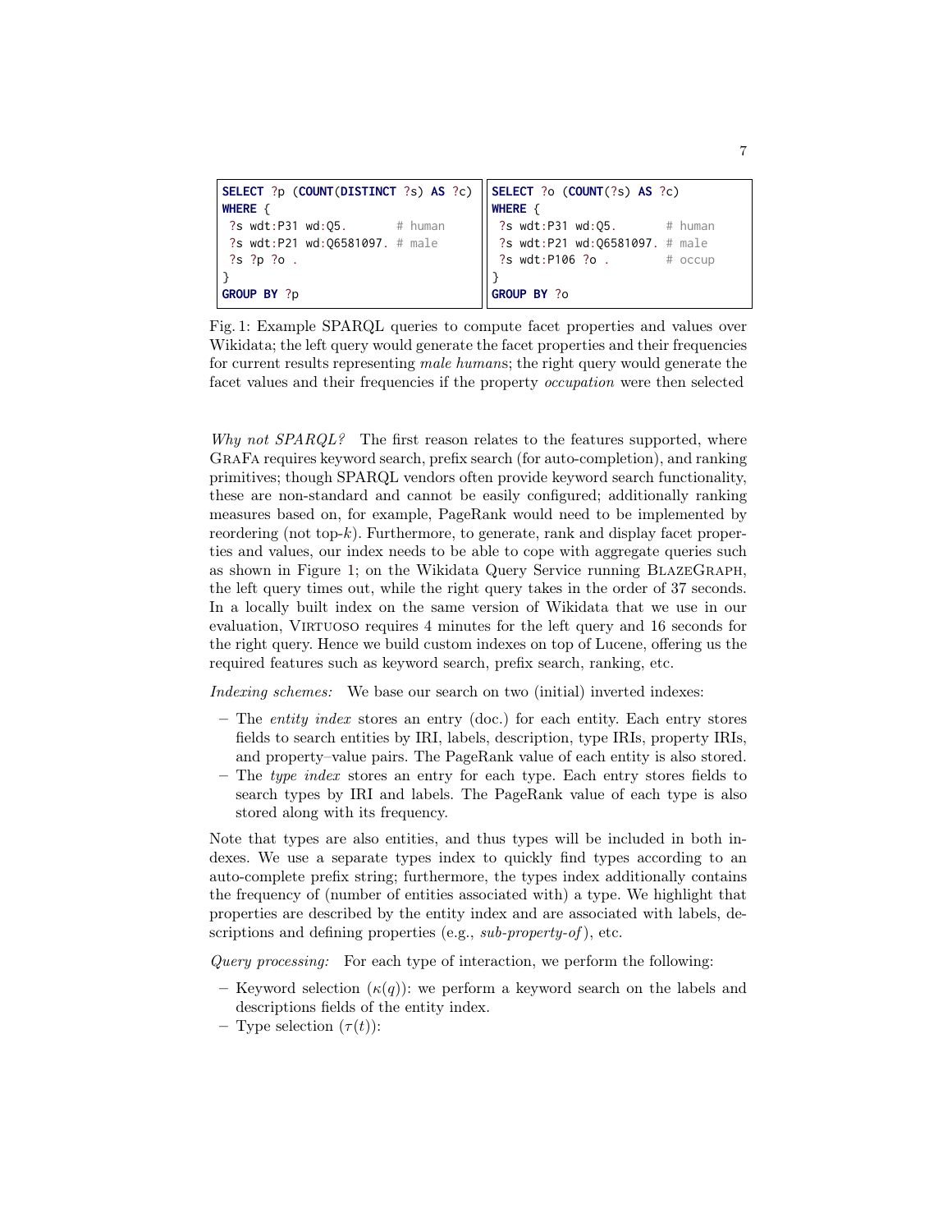```sparql
SELECT ?p (COUNT(DISTINCT ?s) AS ?c)
WHERE {
 ?s wdt:P31 wd:Q5.        # human
 ?s wdt:P21 wd:Q6581097. # male
 ?s ?p ?o .
}
GROUP BY ?p
```

```sparql
SELECT ?o (COUNT(?s) AS ?c)
WHERE {
 ?s wdt:P31 wd:Q5.        # human
 ?s wdt:P21 wd:Q6581097. # male
 ?s wdt:P106 ?o .         # occup
}
GROUP BY ?o
```

Fig. 1: Example SPARQL queries to compute facet properties and values over Wikidata; the left query would generate the facet properties and their frequencies for current results representing *male humans*; the right query would generate the facet values and their frequencies if the property *occupation* were then selected

*Why not SPARQL?* The first reason relates to the features supported, where GraFa requires keyword search, prefix search (for auto-completion), and ranking primitives; though SPARQL vendors often provide keyword search functionality, these are non-standard and cannot be easily configured; additionally ranking measures based on, for example, PageRank would need to be implemented by reordering (not top-$k$). Furthermore, to generate, rank and display facet properties and values, our index needs to be able to cope with aggregate queries such as shown in Figure 1; on the Wikidata Query Service running BlazeGraph, the left query times out, while the right query takes in the order of 37 seconds. In a locally built index on the same version of Wikidata that we use in our evaluation, Virtuoso requires 4 minutes for the left query and 16 seconds for the right query. Hence we build custom indexes on top of Lucene, offering us the required features such as keyword search, prefix search, ranking, etc.

*Indexing schemes:* We base our search on two (initial) inverted indexes:

- The *entity index* stores an entry (doc.) for each entity. Each entry stores fields to search entities by IRI, labels, description, type IRIs, property IRIs, and property–value pairs. The PageRank value of each entity is also stored.
- The *type index* stores an entry for each type. Each entry stores fields to search types by IRI and labels. The PageRank value of each type is also stored along with its frequency.

Note that types are also entities, and thus types will be included in both indexes. We use a separate types index to quickly find types according to an auto-complete prefix string; furthermore, the types index additionally contains the frequency of (number of entities associated with) a type. We highlight that properties are described by the entity index and are associated with labels, descriptions and defining properties (e.g., *sub-property-of*), etc.

*Query processing:* For each type of interaction, we perform the following:

- Keyword selection ($\kappa(q)$): we perform a keyword search on the labels and descriptions fields of the entity index.
- Type selection ($\tau(t)$):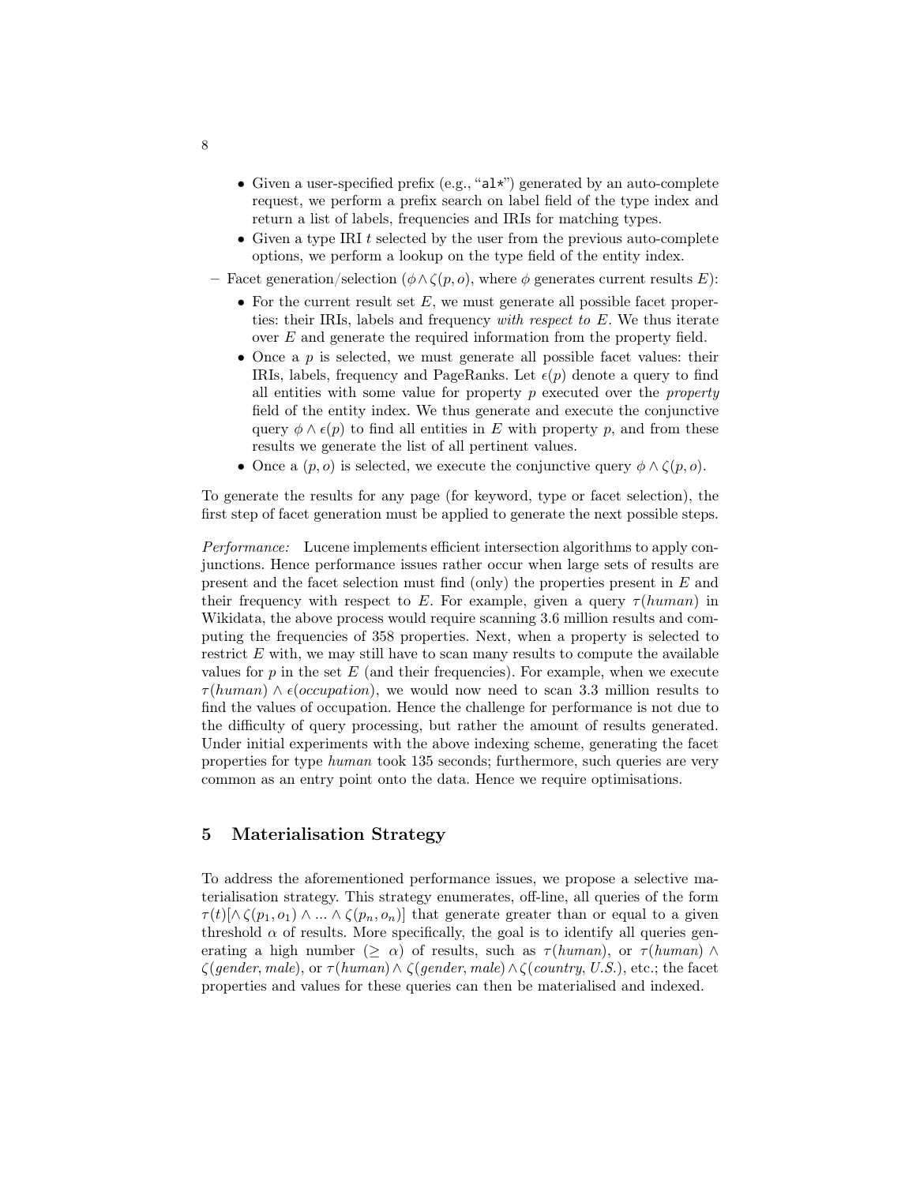- Given a user-specified prefix (e.g., "al*") generated by an auto-complete request, we perform a prefix search on label field of the type index and return a list of labels, frequencies and IRIs for matching types.
  - Given a type IRI $t$ selected by the user from the previous auto-complete options, we perform a lookup on the type field of the entity index.
- Facet generation/selection ($\phi \wedge \zeta(p, o)$, where $\phi$ generates current results $E$):
  - For the current result set $E$, we must generate all possible facet properties: their IRIs, labels and frequency *with respect to* $E$. We thus iterate over $E$ and generate the required information from the property field.
  - Once a $p$ is selected, we must generate all possible facet values: their IRIs, labels, frequency and PageRanks. Let $\epsilon(p)$ denote a query to find all entities with some value for property $p$ executed over the *property* field of the entity index. We thus generate and execute the conjunctive query $\phi \wedge \epsilon(p)$ to find all entities in $E$ with property $p$, and from these results we generate the list of all pertinent values.
  - Once a $(p, o)$ is selected, we execute the conjunctive query $\phi \wedge \zeta(p, o)$.

To generate the results for any page (for keyword, type or facet selection), the first step of facet generation must be applied to generate the next possible steps.

*Performance:* Lucene implements efficient intersection algorithms to apply conjunctions. Hence performance issues rather occur when large sets of results are present and the facet selection must find (only) the properties present in $E$ and their frequency with respect to $E$. For example, given a query $\tau(\mathit{human})$ in Wikidata, the above process would require scanning 3.6 million results and computing the frequencies of 358 properties. Next, when a property is selected to restrict $E$ with, we may still have to scan many results to compute the available values for $p$ in the set $E$ (and their frequencies). For example, when we execute $\tau(\mathit{human}) \wedge \epsilon(\mathit{occupation})$, we would now need to scan 3.3 million results to find the values of occupation. Hence the challenge for performance is not due to the difficulty of query processing, but rather the amount of results generated. Under initial experiments with the above indexing scheme, generating the facet properties for type *human* took 135 seconds; furthermore, such queries are very common as an entry point onto the data. Hence we require optimisations.

## 5 Materialisation Strategy

To address the aforementioned performance issues, we propose a selective materialisation strategy. This strategy enumerates, off-line, all queries of the form $\tau(t)[\wedge \zeta(p_1, o_1) \wedge ... \wedge \zeta(p_n, o_n)]$ that generate greater than or equal to a given threshold $\alpha$ of results. More specifically, the goal is to identify all queries generating a high number ($\geq \alpha$) of results, such as $\tau(\mathit{human})$, or $\tau(\mathit{human}) \wedge \zeta(\mathit{gender}, \mathit{male})$, or $\tau(\mathit{human}) \wedge \zeta(\mathit{gender}, \mathit{male}) \wedge \zeta(\mathit{country}, \mathit{U.S.})$, etc.; the facet properties and values for these queries can then be materialised and indexed.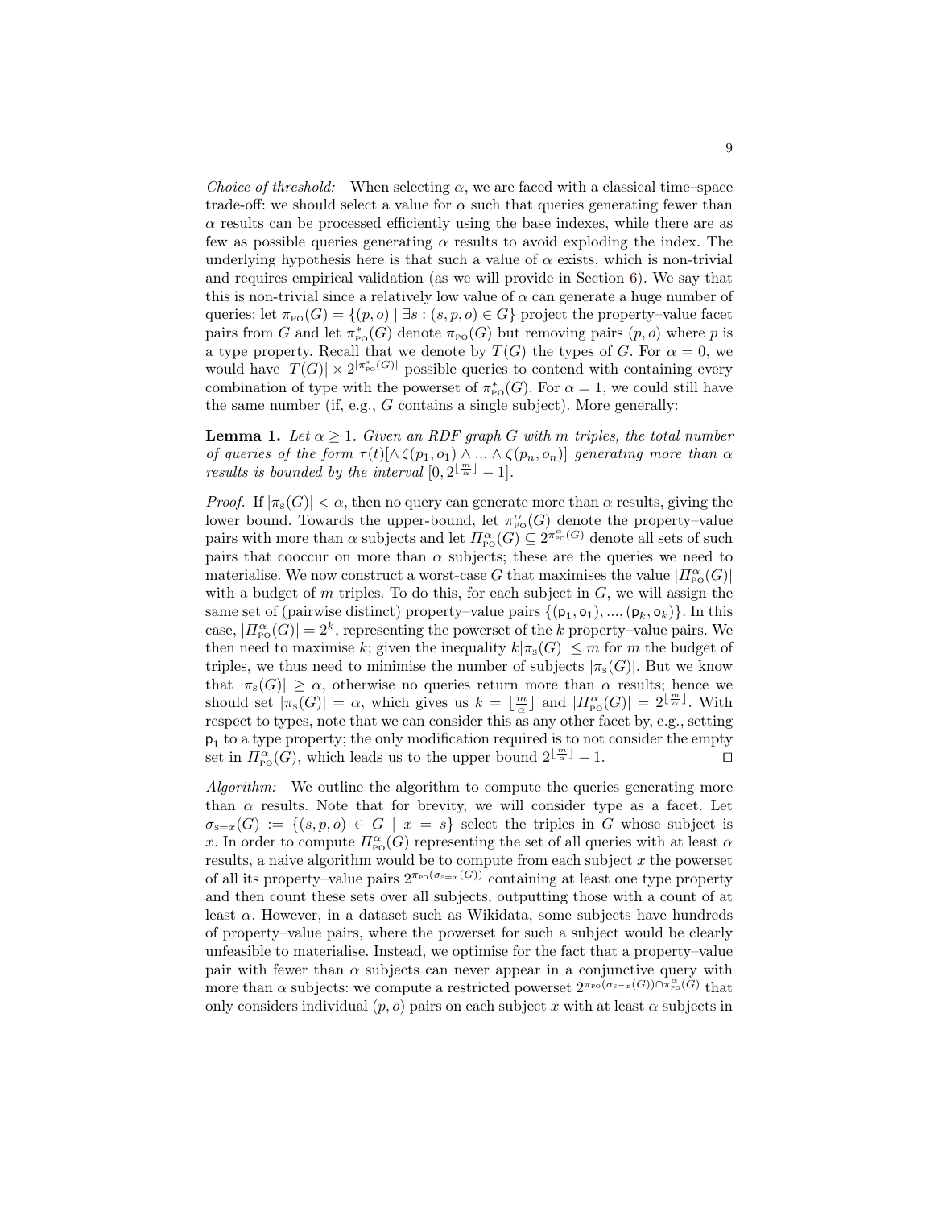*Choice of threshold:* When selecting $\alpha$, we are faced with a classical time–space trade-off: we should select a value for $\alpha$ such that queries generating fewer than $\alpha$ results can be processed efficiently using the base indexes, while there are as few as possible queries generating $\alpha$ results to avoid exploding the index. The underlying hypothesis here is that such a value of $\alpha$ exists, which is non-trivial and requires empirical validation (as we will provide in Section 6). We say that this is non-trivial since a relatively low value of $\alpha$ can generate a huge number of queries: let $\pi_{\text{PO}}(G) = \{(p, o) \mid \exists s : (s, p, o) \in G\}$ project the property–value facet pairs from $G$ and let $\pi^*_{\text{PO}}(G)$ denote $\pi_{\text{PO}}(G)$ but removing pairs $(p, o)$ where $p$ is a type property. Recall that we denote by $T(G)$ the types of $G$. For $\alpha = 0$, we would have $|T(G)| \times 2^{|\pi^*_{\text{PO}}(G)|}$ possible queries to contend with containing every combination of type with the powerset of $\pi^*_{\text{PO}}(G)$. For $\alpha = 1$, we could still have the same number (if, e.g., $G$ contains a single subject). More generally:

**Lemma 1.** *Let $\alpha \geq 1$. Given an RDF graph $G$ with $m$ triples, the total number of queries of the form $\tau(t)[\wedge \zeta(p_1, o_1) \wedge ... \wedge \zeta(p_n, o_n)]$ generating more than $\alpha$ results is bounded by the interval $[0, 2^{\lfloor \frac{m}{\alpha} \rfloor} - 1]$.*

*Proof.* If $|\pi_{\text{S}}(G)| < \alpha$, then no query can generate more than $\alpha$ results, giving the lower bound. Towards the upper-bound, let $\pi^{\alpha}_{\text{PO}}(G)$ denote the property–value pairs with more than $\alpha$ subjects and let $\Pi^{\alpha}_{\text{PO}}(G) \subseteq 2^{\pi^{\alpha}_{\text{PO}}(G)}$ denote all sets of such pairs that cooccur on more than $\alpha$ subjects; these are the queries we need to materialise. We now construct a worst-case $G$ that maximises the value $|\Pi^{\alpha}_{\text{PO}}(G)|$ with a budget of $m$ triples. To do this, for each subject in $G$, we will assign the same set of (pairwise distinct) property–value pairs $\{(\mathsf{p}_1, \mathsf{o}_1), ..., (\mathsf{p}_k, \mathsf{o}_k)\}$. In this case, $|\Pi^{\alpha}_{\text{PO}}(G)| = 2^k$, representing the powerset of the $k$ property–value pairs. We then need to maximise $k$; given the inequality $k|\pi_{\text{S}}(G)| \leq m$ for $m$ the budget of triples, we thus need to minimise the number of subjects $|\pi_{\text{S}}(G)|$. But we know that $|\pi_{\text{S}}(G)| \geq \alpha$, otherwise no queries return more than $\alpha$ results; hence we should set $|\pi_{\text{S}}(G)| = \alpha$, which gives us $k = \lfloor \frac{m}{\alpha} \rfloor$ and $|\Pi^{\alpha}_{\text{PO}}(G)| = 2^{\lfloor \frac{m}{\alpha} \rfloor}$. With respect to types, note that we can consider this as any other facet by, e.g., setting $\mathsf{p}_1$ to a type property; the only modification required is to not consider the empty set in $\Pi^{\alpha}_{\text{PO}}(G)$, which leads us to the upper bound $2^{\lfloor \frac{m}{\alpha} \rfloor} - 1$. □

*Algorithm:* We outline the algorithm to compute the queries generating more than $\alpha$ results. Note that for brevity, we will consider type as a facet. Let $\sigma_{\text{S}=x}(G) := \{(s, p, o) \in G \mid x = s\}$ select the triples in $G$ whose subject is $x$. In order to compute $\Pi^{\alpha}_{\text{PO}}(G)$ representing the set of all queries with at least $\alpha$ results, a naive algorithm would be to compute from each subject $x$ the powerset of all its property–value pairs $2^{\pi_{\text{PO}}(\sigma_{\text{S}=x}(G))}$ containing at least one type property and then count these sets over all subjects, outputting those with a count of at least $\alpha$. However, in a dataset such as Wikidata, some subjects have hundreds of property–value pairs, where the powerset for such a subject would be clearly unfeasible to materialise. Instead, we optimise for the fact that a property–value pair with fewer than $\alpha$ subjects can never appear in a conjunctive query with more than $\alpha$ subjects: we compute a restricted powerset $2^{\pi_{\text{PO}}(\sigma_{\text{S}=x}(G)) \cap \pi^{\alpha}_{\text{PO}}(G)}$ that only considers individual $(p, o)$ pairs on each subject $x$ with at least $\alpha$ subjects in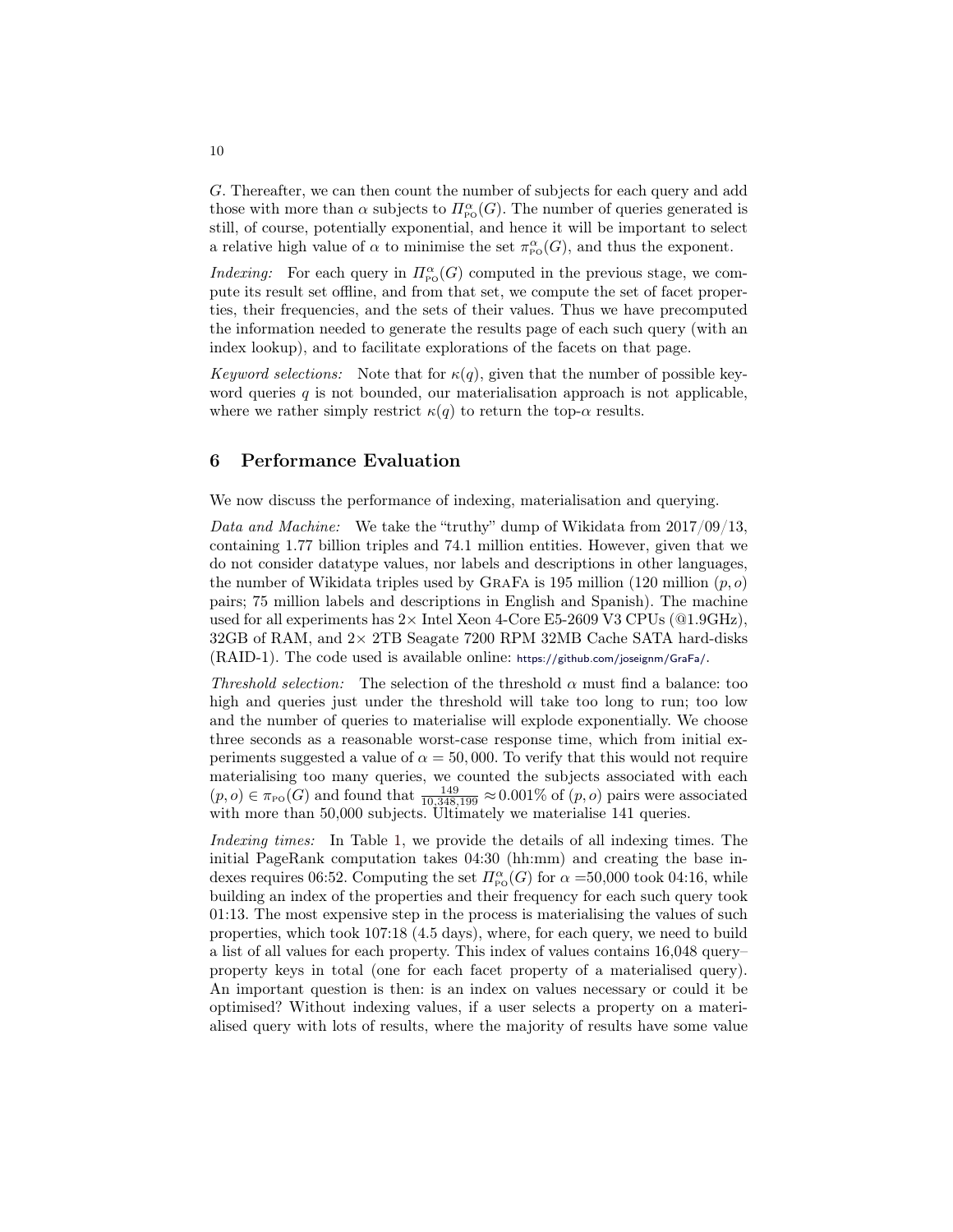$G$. Thereafter, we can then count the number of subjects for each query and add those with more than $\alpha$ subjects to $\Pi^{\alpha}_{\text{PO}}(G)$. The number of queries generated is still, of course, potentially exponential, and hence it will be important to select a relative high value of $\alpha$ to minimise the set $\pi^{\alpha}_{\text{PO}}(G)$, and thus the exponent.

*Indexing:* For each query in $\Pi^{\alpha}_{\text{PO}}(G)$ computed in the previous stage, we compute its result set offline, and from that set, we compute the set of facet properties, their frequencies, and the sets of their values. Thus we have precomputed the information needed to generate the results page of each such query (with an index lookup), and to facilitate explorations of the facets on that page.

*Keyword selections:* Note that for $\kappa(q)$, given that the number of possible keyword queries $q$ is not bounded, our materialisation approach is not applicable, where we rather simply restrict $\kappa(q)$ to return the top-$\alpha$ results.

## 6 Performance Evaluation

We now discuss the performance of indexing, materialisation and querying.

*Data and Machine:* We take the "truthy" dump of Wikidata from 2017/09/13, containing 1.77 billion triples and 74.1 million entities. However, given that we do not consider datatype values, nor labels and descriptions in other languages, the number of Wikidata triples used by GraFa is 195 million (120 million $(p, o)$ pairs; 75 million labels and descriptions in English and Spanish). The machine used for all experiments has 2× Intel Xeon 4-Core E5-2609 V3 CPUs (@1.9GHz), 32GB of RAM, and 2× 2TB Seagate 7200 RPM 32MB Cache SATA hard-disks (RAID-1). The code used is available online: https://github.com/joseignm/GraFa/.

*Threshold selection:* The selection of the threshold $\alpha$ must find a balance: too high and queries just under the threshold will take too long to run; too low and the number of queries to materialise will explode exponentially. We choose three seconds as a reasonable worst-case response time, which from initial experiments suggested a value of $\alpha = 50,000$. To verify that this would not require materialising too many queries, we counted the subjects associated with each $(p, o) \in \pi_{\text{PO}}(G)$ and found that $\frac{149}{10,348,199} \approx 0.001\%$ of $(p, o)$ pairs were associated with more than 50,000 subjects. Ultimately we materialise 141 queries.

*Indexing times:* In Table 1, we provide the details of all indexing times. The initial PageRank computation takes 04:30 (hh:mm) and creating the base indexes requires 06:52. Computing the set $\Pi^{\alpha}_{\text{PO}}(G)$ for $\alpha$ =50,000 took 04:16, while building an index of the properties and their frequency for each such query took 01:13. The most expensive step in the process is materialising the values of such properties, which took 107:18 (4.5 days), where, for each query, we need to build a list of all values for each property. This index of values contains 16,048 query–property keys in total (one for each facet property of a materialised query). An important question is then: is an index on values necessary or could it be optimised? Without indexing values, if a user selects a property on a materialised query with lots of results, where the majority of results have some value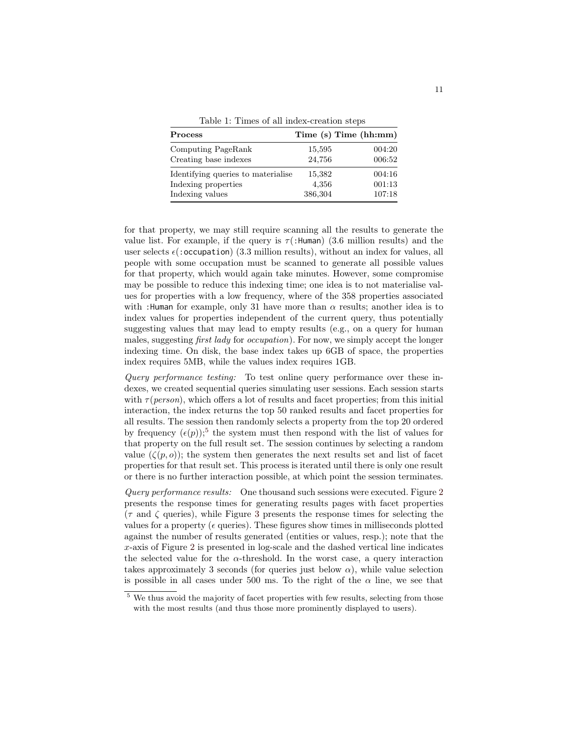Table 1: Times of all index-creation steps

| Process | Time (s) | Time (hh:mm) |
|---|---|---|
| Computing PageRank | 15,595 | 004:20 |
| Creating base indexes | 24,756 | 006:52 |
| Identifying queries to materialise | 15,382 | 004:16 |
| Indexing properties | 4,356 | 001:13 |
| Indexing values | 386,304 | 107:18 |

for that property, we may still require scanning all the results to generate the value list. For example, if the query is $\tau$(`:Human`) (3.6 million results) and the user selects $\epsilon$(`:occupation`) (3.3 million results), without an index for values, all people with some occupation must be scanned to generate all possible values for that property, which would again take minutes. However, some compromise may be possible to reduce this indexing time; one idea is to not materialise values for properties with a low frequency, where of the 358 properties associated with `:Human` for example, only 31 have more than $\alpha$ results; another idea is to index values for properties independent of the current query, thus potentially suggesting values that may lead to empty results (e.g., on a query for human males, suggesting *first lady* for *occupation*). For now, we simply accept the longer indexing time. On disk, the base index takes up 6GB of space, the properties index requires 5MB, while the values index requires 1GB.

*Query performance testing:* To test online query performance over these indexes, we created sequential queries simulating user sessions. Each session starts with $\tau(person)$, which offers a lot of results and facet properties; from this initial interaction, the index returns the top 50 ranked results and facet properties for all results. The session then randomly selects a property from the top 20 ordered by frequency ($\epsilon(p)$);[5] the system must then respond with the list of values for that property on the full result set. The session continues by selecting a random value ($\zeta(p, o)$); the system then generates the next results set and list of facet properties for that result set. This process is iterated until there is only one result or there is no further interaction possible, at which point the session terminates.

*Query performance results:* One thousand such sessions were executed. Figure 2 presents the response times for generating results pages with facet properties ($\tau$ and $\zeta$ queries), while Figure 3 presents the response times for selecting the values for a property ($\epsilon$ queries). These figures show times in milliseconds plotted against the number of results generated (entities or values, resp.); note that the $x$-axis of Figure 2 is presented in log-scale and the dashed vertical line indicates the selected value for the $\alpha$-threshold. In the worst case, a query interaction takes approximately 3 seconds (for queries just below $\alpha$), while value selection is possible in all cases under 500 ms. To the right of the $\alpha$ line, we see that

[5] We thus avoid the majority of facet properties with few results, selecting from those with the most results (and thus those more prominently displayed to users).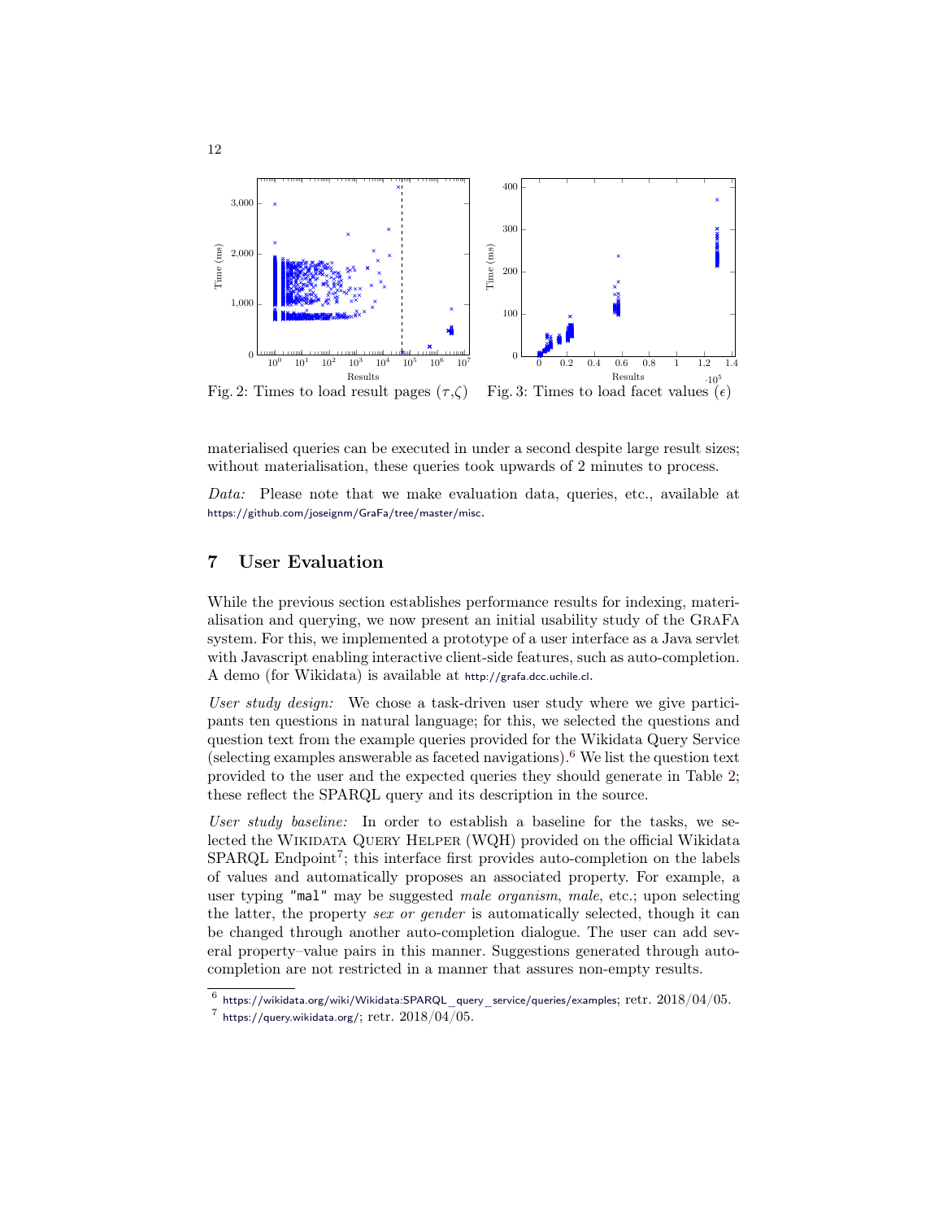Fig. 2: Times to load result pages ($\tau$,$\zeta$)

Fig. 3: Times to load facet values ($\epsilon$)

materialised queries can be executed in under a second despite large result sizes; without materialisation, these queries took upwards of 2 minutes to process.

*Data:* Please note that we make evaluation data, queries, etc., available at https://github.com/joseignm/GraFa/tree/master/misc.

## 7 User Evaluation

While the previous section establishes performance results for indexing, materialisation and querying, we now present an initial usability study of the GraFa system. For this, we implemented a prototype of a user interface as a Java servlet with Javascript enabling interactive client-side features, such as auto-completion. A demo (for Wikidata) is available at http://grafa.dcc.uchile.cl.

*User study design:* We chose a task-driven user study where we give participants ten questions in natural language; for this, we selected the questions and question text from the example queries provided for the Wikidata Query Service (selecting examples answerable as faceted navigations).[6] We list the question text provided to the user and the expected queries they should generate in Table 2; these reflect the SPARQL query and its description in the source.

*User study baseline:* In order to establish a baseline for the tasks, we selected the Wikidata Query Helper (WQH) provided on the official Wikidata SPARQL Endpoint[7]; this interface first provides auto-completion on the labels of values and automatically proposes an associated property. For example, a user typing "mal" may be suggested *male organism*, *male*, etc.; upon selecting the latter, the property *sex or gender* is automatically selected, though it can be changed through another auto-completion dialogue. The user can add several property–value pairs in this manner. Suggestions generated through auto-completion are not restricted in a manner that assures non-empty results.

[6] https://wikidata.org/wiki/Wikidata:SPARQL_query_service/queries/examples; retr. 2018/04/05.

[7] https://query.wikidata.org/; retr. 2018/04/05.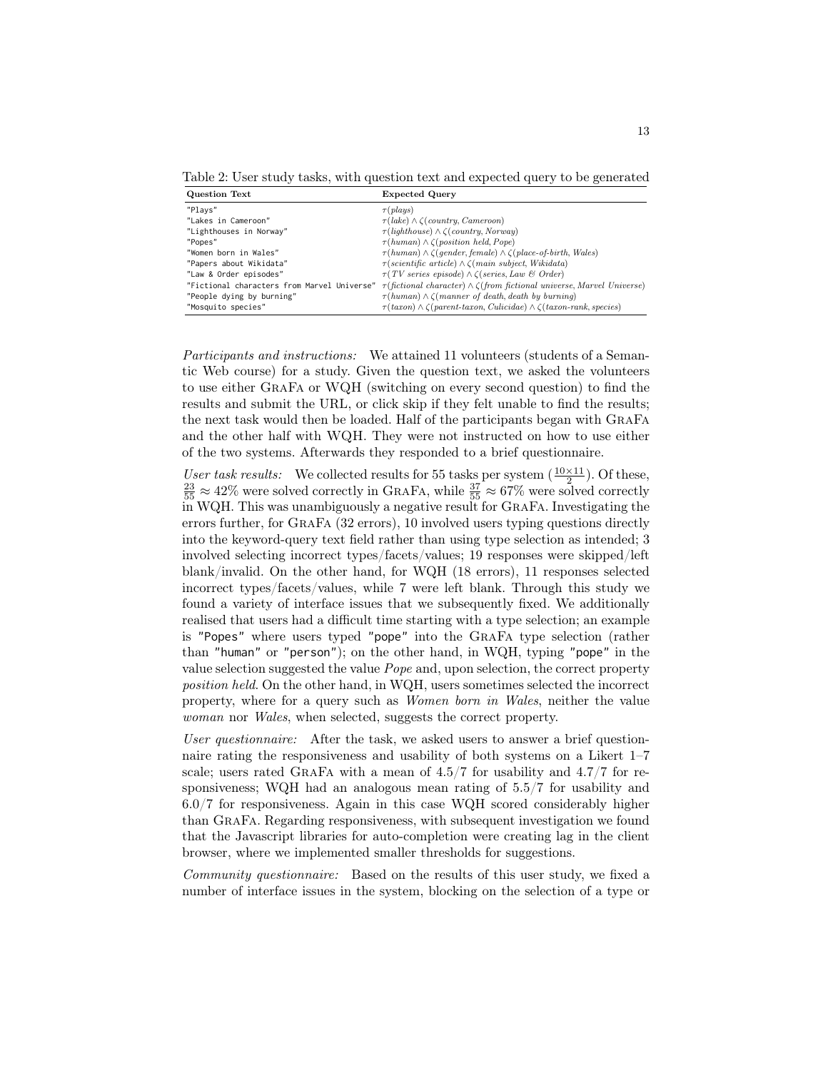Table 2: User study tasks, with question text and expected query to be generated

| Question Text | Expected Query |
|---|---|
| "Plays" | $\tau(\textit{plays})$ |
| "Lakes in Cameroon" | $\tau(\textit{lake}) \wedge \zeta(\textit{country, Cameroon})$ |
| "Lighthouses in Norway" | $\tau(\textit{lighthouse}) \wedge \zeta(\textit{country, Norway})$ |
| "Popes" | $\tau(\textit{human}) \wedge \zeta(\textit{position held, Pope})$ |
| "Women born in Wales" | $\tau(\textit{human}) \wedge \zeta(\textit{gender, female}) \wedge \zeta(\textit{place-of-birth, Wales})$ |
| "Papers about Wikidata" | $\tau(\textit{scientific article}) \wedge \zeta(\textit{main subject, Wikidata})$ |
| "Law & Order episodes" | $\tau(\textit{TV series episode}) \wedge \zeta(\textit{series, Law \& Order})$ |
| "Fictional characters from Marvel Universe" | $\tau(\textit{fictional character}) \wedge \zeta(\textit{from fictional universe, Marvel Universe})$ |
| "People dying by burning" | $\tau(\textit{human}) \wedge \zeta(\textit{manner of death, death by burning})$ |
| "Mosquito species" | $\tau(\textit{taxon}) \wedge \zeta(\textit{parent-taxon, Culicidae}) \wedge \zeta(\textit{taxon-rank, species})$ |

*Participants and instructions:* We attained 11 volunteers (students of a Semantic Web course) for a study. Given the question text, we asked the volunteers to use either GraFa or WQH (switching on every second question) to find the results and submit the URL, or click skip if they felt unable to find the results; the next task would then be loaded. Half of the participants began with GraFa and the other half with WQH. They were not instructed on how to use either of the two systems. Afterwards they responded to a brief questionnaire.

*User task results:* We collected results for 55 tasks per system ($\frac{10\times11}{2}$). Of these, $\frac{23}{55} \approx 42\%$ were solved correctly in GraFa, while $\frac{37}{55} \approx 67\%$ were solved correctly in WQH. This was unambiguously a negative result for GraFa. Investigating the errors further, for GraFa (32 errors), 10 involved users typing questions directly into the keyword-query text field rather than using type selection as intended; 3 involved selecting incorrect types/facets/values; 19 responses were skipped/left blank/invalid. On the other hand, for WQH (18 errors), 11 responses selected incorrect types/facets/values, while 7 were left blank. Through this study we found a variety of interface issues that we subsequently fixed. We additionally realised that users had a difficult time starting with a type selection; an example is "Popes" where users typed "pope" into the GraFa type selection (rather than "human" or "person"); on the other hand, in WQH, typing "pope" in the value selection suggested the value *Pope* and, upon selection, the correct property *position held*. On the other hand, in WQH, users sometimes selected the incorrect property, where for a query such as *Women born in Wales*, neither the value *woman* nor *Wales*, when selected, suggests the correct property.

*User questionnaire:* After the task, we asked users to answer a brief questionnaire rating the responsiveness and usability of both systems on a Likert 1–7 scale; users rated GraFa with a mean of 4.5/7 for usability and 4.7/7 for responsiveness; WQH had an analogous mean rating of 5.5/7 for usability and 6.0/7 for responsiveness. Again in this case WQH scored considerably higher than GraFa. Regarding responsiveness, with subsequent investigation we found that the Javascript libraries for auto-completion were creating lag in the client browser, where we implemented smaller thresholds for suggestions.

*Community questionnaire:* Based on the results of this user study, we fixed a number of interface issues in the system, blocking on the selection of a type or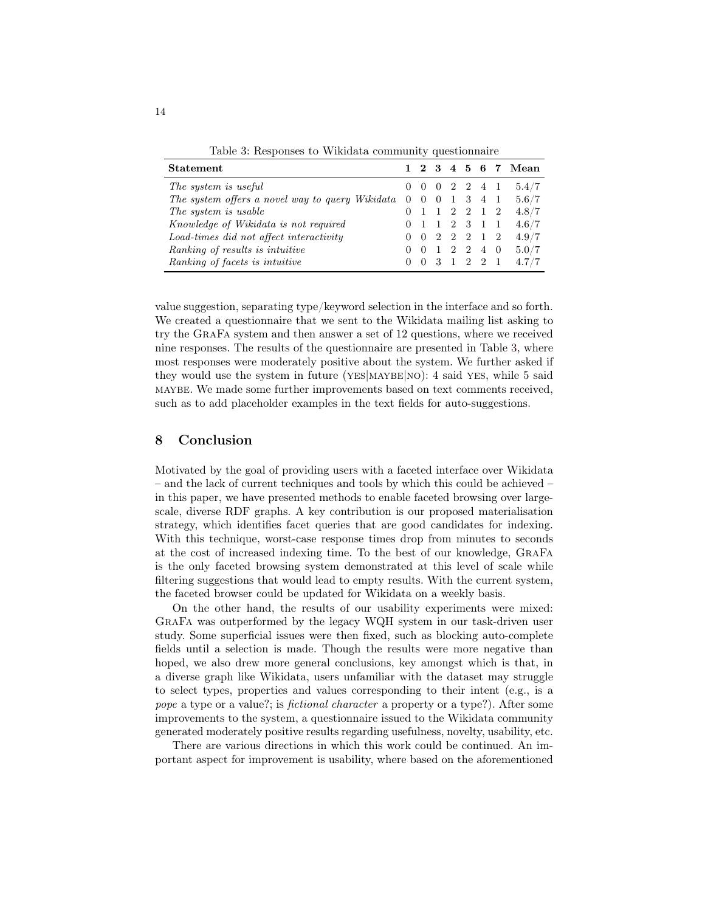Table 3: Responses to Wikidata community questionnaire

| Statement | 1 | 2 | 3 | 4 | 5 | 6 | 7 | Mean |
|---|---|---|---|---|---|---|---|---|
| *The system is useful* | 0 | 0 | 0 | 2 | 2 | 4 | 1 | 5.4/7 |
| *The system offers a novel way to query Wikidata* | 0 | 0 | 0 | 1 | 3 | 4 | 1 | 5.6/7 |
| *The system is usable* | 0 | 1 | 1 | 2 | 2 | 1 | 2 | 4.8/7 |
| *Knowledge of Wikidata is not required* | 0 | 1 | 1 | 2 | 3 | 1 | 1 | 4.6/7 |
| *Load-times did not affect interactivity* | 0 | 0 | 2 | 2 | 2 | 1 | 2 | 4.9/7 |
| *Ranking of results is intuitive* | 0 | 0 | 1 | 2 | 2 | 4 | 0 | 5.0/7 |
| *Ranking of facets is intuitive* | 0 | 0 | 3 | 1 | 2 | 2 | 1 | 4.7/7 |

value suggestion, separating type/keyword selection in the interface and so forth. We created a questionnaire that we sent to the Wikidata mailing list asking to try the GraFa system and then answer a set of 12 questions, where we received nine responses. The results of the questionnaire are presented in Table 3, where most responses were moderately positive about the system. We further asked if they would use the system in future (YES|MAYBE|NO): 4 said YES, while 5 said MAYBE. We made some further improvements based on text comments received, such as to add placeholder examples in the text fields for auto-suggestions.

## 8 Conclusion

Motivated by the goal of providing users with a faceted interface over Wikidata – and the lack of current techniques and tools by which this could be achieved – in this paper, we have presented methods to enable faceted browsing over large-scale, diverse RDF graphs. A key contribution is our proposed materialisation strategy, which identifies facet queries that are good candidates for indexing. With this technique, worst-case response times drop from minutes to seconds at the cost of increased indexing time. To the best of our knowledge, GraFa is the only faceted browsing system demonstrated at this level of scale while filtering suggestions that would lead to empty results. With the current system, the faceted browser could be updated for Wikidata on a weekly basis.

On the other hand, the results of our usability experiments were mixed: GraFa was outperformed by the legacy WQH system in our task-driven user study. Some superficial issues were then fixed, such as blocking auto-complete fields until a selection is made. Though the results were more negative than hoped, we also drew more general conclusions, key amongst which is that, in a diverse graph like Wikidata, users unfamiliar with the dataset may struggle to select types, properties and values corresponding to their intent (e.g., is a *pope* a type or a value?; is *fictional character* a property or a type?). After some improvements to the system, a questionnaire issued to the Wikidata community generated moderately positive results regarding usefulness, novelty, usability, etc.

There are various directions in which this work could be continued. An important aspect for improvement is usability, where based on the aforementioned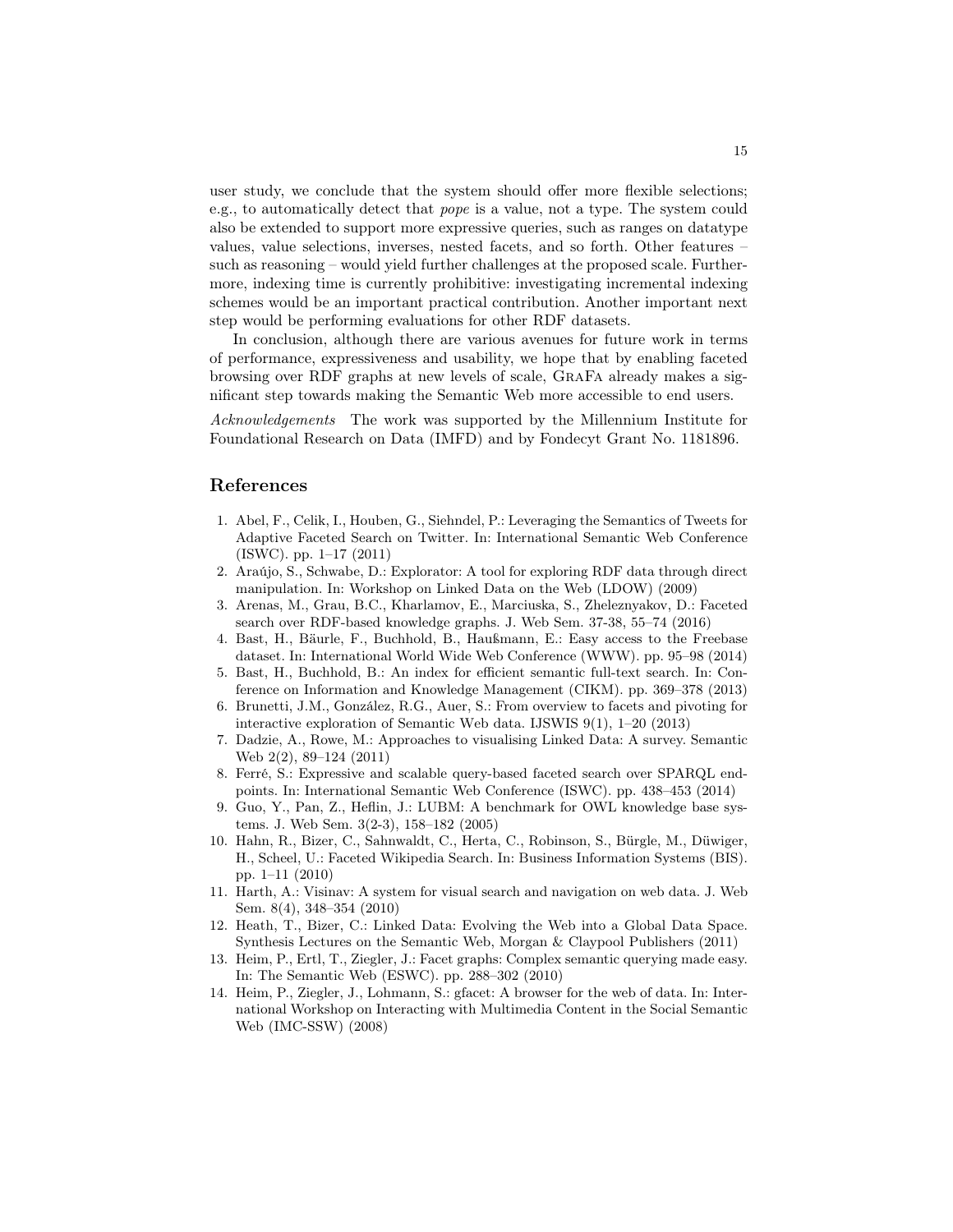user study, we conclude that the system should offer more flexible selections; e.g., to automatically detect that *pope* is a value, not a type. The system could also be extended to support more expressive queries, such as ranges on datatype values, value selections, inverses, nested facets, and so forth. Other features – such as reasoning – would yield further challenges at the proposed scale. Furthermore, indexing time is currently prohibitive: investigating incremental indexing schemes would be an important practical contribution. Another important next step would be performing evaluations for other RDF datasets.

In conclusion, although there are various avenues for future work in terms of performance, expressiveness and usability, we hope that by enabling faceted browsing over RDF graphs at new levels of scale, GraFa already makes a significant step towards making the Semantic Web more accessible to end users.

*Acknowledgements* The work was supported by the Millennium Institute for Foundational Research on Data (IMFD) and by Fondecyt Grant No. 1181896.

## References

1. Abel, F., Celik, I., Houben, G., Siehndel, P.: Leveraging the Semantics of Tweets for Adaptive Faceted Search on Twitter. In: International Semantic Web Conference (ISWC). pp. 1–17 (2011)
2. Araújo, S., Schwabe, D.: Explorator: A tool for exploring RDF data through direct manipulation. In: Workshop on Linked Data on the Web (LDOW) (2009)
3. Arenas, M., Grau, B.C., Kharlamov, E., Marciuska, S., Zheleznyakov, D.: Faceted search over RDF-based knowledge graphs. J. Web Sem. 37-38, 55–74 (2016)
4. Bast, H., Bäurle, F., Buchhold, B., Haußmann, E.: Easy access to the Freebase dataset. In: International World Wide Web Conference (WWW). pp. 95–98 (2014)
5. Bast, H., Buchhold, B.: An index for efficient semantic full-text search. In: Conference on Information and Knowledge Management (CIKM). pp. 369–378 (2013)
6. Brunetti, J.M., González, R.G., Auer, S.: From overview to facets and pivoting for interactive exploration of Semantic Web data. IJSWIS 9(1), 1–20 (2013)
7. Dadzie, A., Rowe, M.: Approaches to visualising Linked Data: A survey. Semantic Web 2(2), 89–124 (2011)
8. Ferré, S.: Expressive and scalable query-based faceted search over SPARQL endpoints. In: International Semantic Web Conference (ISWC). pp. 438–453 (2014)
9. Guo, Y., Pan, Z., Heflin, J.: LUBM: A benchmark for OWL knowledge base systems. J. Web Sem. 3(2-3), 158–182 (2005)
10. Hahn, R., Bizer, C., Sahnwaldt, C., Herta, C., Robinson, S., Bürgle, M., Düwiger, H., Scheel, U.: Faceted Wikipedia Search. In: Business Information Systems (BIS). pp. 1–11 (2010)
11. Harth, A.: Visinav: A system for visual search and navigation on web data. J. Web Sem. 8(4), 348–354 (2010)
12. Heath, T., Bizer, C.: Linked Data: Evolving the Web into a Global Data Space. Synthesis Lectures on the Semantic Web, Morgan & Claypool Publishers (2011)
13. Heim, P., Ertl, T., Ziegler, J.: Facet graphs: Complex semantic querying made easy. In: The Semantic Web (ESWC). pp. 288–302 (2010)
14. Heim, P., Ziegler, J., Lohmann, S.: gfacet: A browser for the web of data. In: International Workshop on Interacting with Multimedia Content in the Social Semantic Web (IMC-SSW) (2008)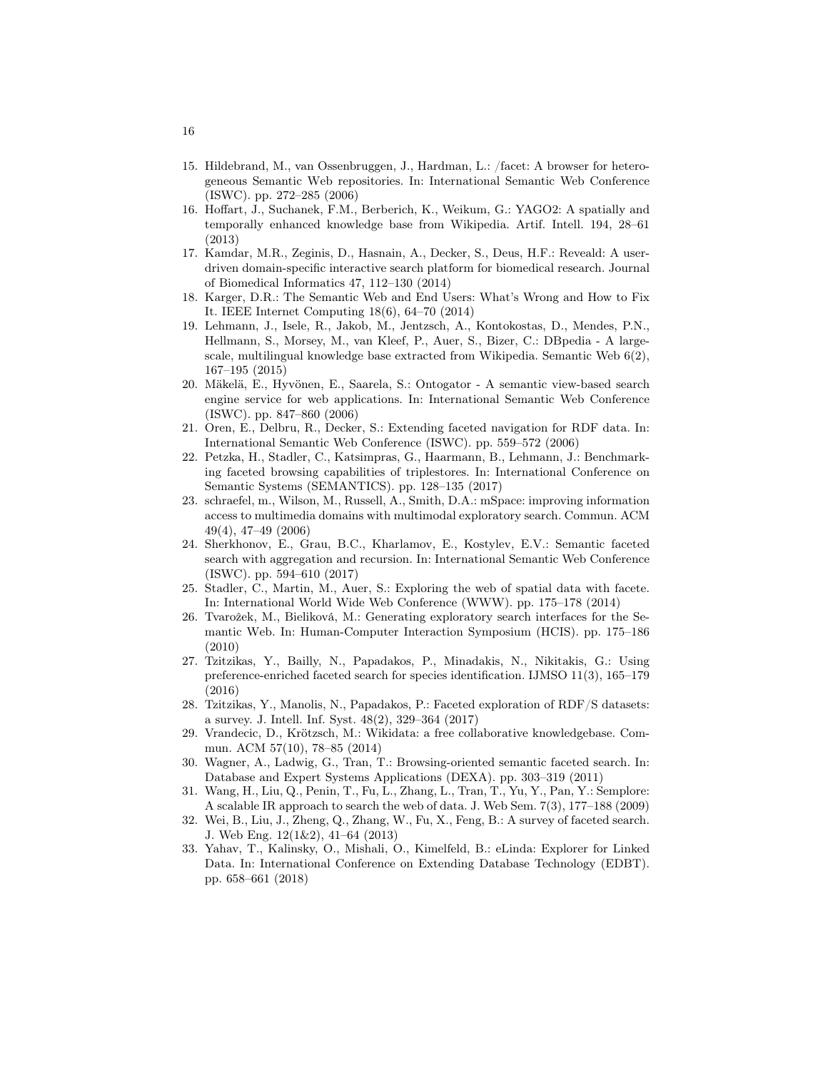15. Hildebrand, M., van Ossenbruggen, J., Hardman, L.: /facet: A browser for heterogeneous Semantic Web repositories. In: International Semantic Web Conference (ISWC). pp. 272–285 (2006)
16. Hoffart, J., Suchanek, F.M., Berberich, K., Weikum, G.: YAGO2: A spatially and temporally enhanced knowledge base from Wikipedia. Artif. Intell. 194, 28–61 (2013)
17. Kamdar, M.R., Zeginis, D., Hasnain, A., Decker, S., Deus, H.F.: Reveald: A user-driven domain-specific interactive search platform for biomedical research. Journal of Biomedical Informatics 47, 112–130 (2014)
18. Karger, D.R.: The Semantic Web and End Users: What's Wrong and How to Fix It. IEEE Internet Computing 18(6), 64–70 (2014)
19. Lehmann, J., Isele, R., Jakob, M., Jentzsch, A., Kontokostas, D., Mendes, P.N., Hellmann, S., Morsey, M., van Kleef, P., Auer, S., Bizer, C.: DBpedia - A large-scale, multilingual knowledge base extracted from Wikipedia. Semantic Web 6(2), 167–195 (2015)
20. Mäkelä, E., Hyvönen, E., Saarela, S.: Ontogator - A semantic view-based search engine service for web applications. In: International Semantic Web Conference (ISWC). pp. 847–860 (2006)
21. Oren, E., Delbru, R., Decker, S.: Extending faceted navigation for RDF data. In: International Semantic Web Conference (ISWC). pp. 559–572 (2006)
22. Petzka, H., Stadler, C., Katsimpras, G., Haarmann, B., Lehmann, J.: Benchmarking faceted browsing capabilities of triplestores. In: International Conference on Semantic Systems (SEMANTICS). pp. 128–135 (2017)
23. schraefel, m., Wilson, M., Russell, A., Smith, D.A.: mSpace: improving information access to multimedia domains with multimodal exploratory search. Commun. ACM 49(4), 47–49 (2006)
24. Sherkhonov, E., Grau, B.C., Kharlamov, E., Kostylev, E.V.: Semantic faceted search with aggregation and recursion. In: International Semantic Web Conference (ISWC). pp. 594–610 (2017)
25. Stadler, C., Martin, M., Auer, S.: Exploring the web of spatial data with facete. In: International World Wide Web Conference (WWW). pp. 175–178 (2014)
26. Tvarožek, M., Bieliková, M.: Generating exploratory search interfaces for the Semantic Web. In: Human-Computer Interaction Symposium (HCIS). pp. 175–186 (2010)
27. Tzitzikas, Y., Bailly, N., Papadakos, P., Minadakis, N., Nikitakis, G.: Using preference-enriched faceted search for species identification. IJMSO 11(3), 165–179 (2016)
28. Tzitzikas, Y., Manolis, N., Papadakos, P.: Faceted exploration of RDF/S datasets: a survey. J. Intell. Inf. Syst. 48(2), 329–364 (2017)
29. Vrandecic, D., Krötzsch, M.: Wikidata: a free collaborative knowledgebase. Commun. ACM 57(10), 78–85 (2014)
30. Wagner, A., Ladwig, G., Tran, T.: Browsing-oriented semantic faceted search. In: Database and Expert Systems Applications (DEXA). pp. 303–319 (2011)
31. Wang, H., Liu, Q., Penin, T., Fu, L., Zhang, L., Tran, T., Yu, Y., Pan, Y.: Semplore: A scalable IR approach to search the web of data. J. Web Sem. 7(3), 177–188 (2009)
32. Wei, B., Liu, J., Zheng, Q., Zhang, W., Fu, X., Feng, B.: A survey of faceted search. J. Web Eng. 12(1&2), 41–64 (2013)
33. Yahav, T., Kalinsky, O., Mishali, O., Kimelfeld, B.: eLinda: Explorer for Linked Data. In: International Conference on Extending Database Technology (EDBT). pp. 658–661 (2018)